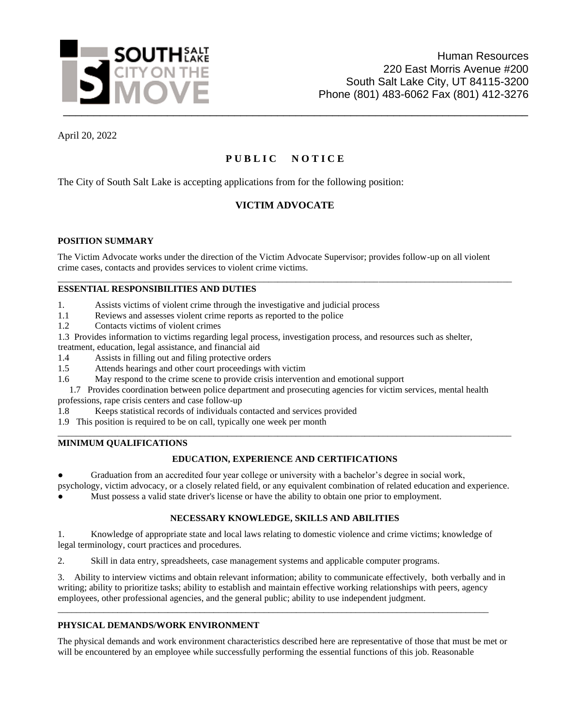Human Resources
220 East Morris Avenue #200
South Salt Lake City, UT 84115-3200
Phone (801) 483-6062 Fax (801) 412-3276

April 20, 2022

# P U B L I C  N O T I C E

The City of South Salt Lake is accepting applications from for the following position:

## VICTIM ADVOCATE

### POSITION SUMMARY

The Victim Advocate works under the direction of the Victim Advocate Supervisor; provides follow-up on all violent crime cases, contacts and provides services to violent crime victims.

### ESSENTIAL RESPONSIBILITIES AND DUTIES

1. Assists victims of violent crime through the investigative and judicial process
1.1 Reviews and assesses violent crime reports as reported to the police
1.2 Contacts victims of violent crimes
1.3 Provides information to victims regarding legal process, investigation process, and resources such as shelter, treatment, education, legal assistance, and financial aid
1.4 Assists in filling out and filing protective orders
1.5 Attends hearings and other court proceedings with victim
1.6 May respond to the crime scene to provide crisis intervention and emotional support
1.7 Provides coordination between police department and prosecuting agencies for victim services, mental health professions, rape crisis centers and case follow-up
1.8 Keeps statistical records of individuals contacted and services provided
1.9 This position is required to be on call, typically one week per month

### MINIMUM QUALIFICATIONS

#### EDUCATION, EXPERIENCE AND CERTIFICATIONS

- Graduation from an accredited four year college or university with a bachelor's degree in social work, psychology, victim advocacy, or a closely related field, or any equivalent combination of related education and experience.
- Must possess a valid state driver's license or have the ability to obtain one prior to employment.

#### NECESSARY KNOWLEDGE, SKILLS AND ABILITIES

1. Knowledge of appropriate state and local laws relating to domestic violence and crime victims; knowledge of legal terminology, court practices and procedures.

2. Skill in data entry, spreadsheets, case management systems and applicable computer programs.

3. Ability to interview victims and obtain relevant information; ability to communicate effectively, both verbally and in writing; ability to prioritize tasks; ability to establish and maintain effective working relationships with peers, agency employees, other professional agencies, and the general public; ability to use independent judgment.

### PHYSICAL DEMANDS/WORK ENVIRONMENT

The physical demands and work environment characteristics described here are representative of those that must be met or will be encountered by an employee while successfully performing the essential functions of this job. Reasonable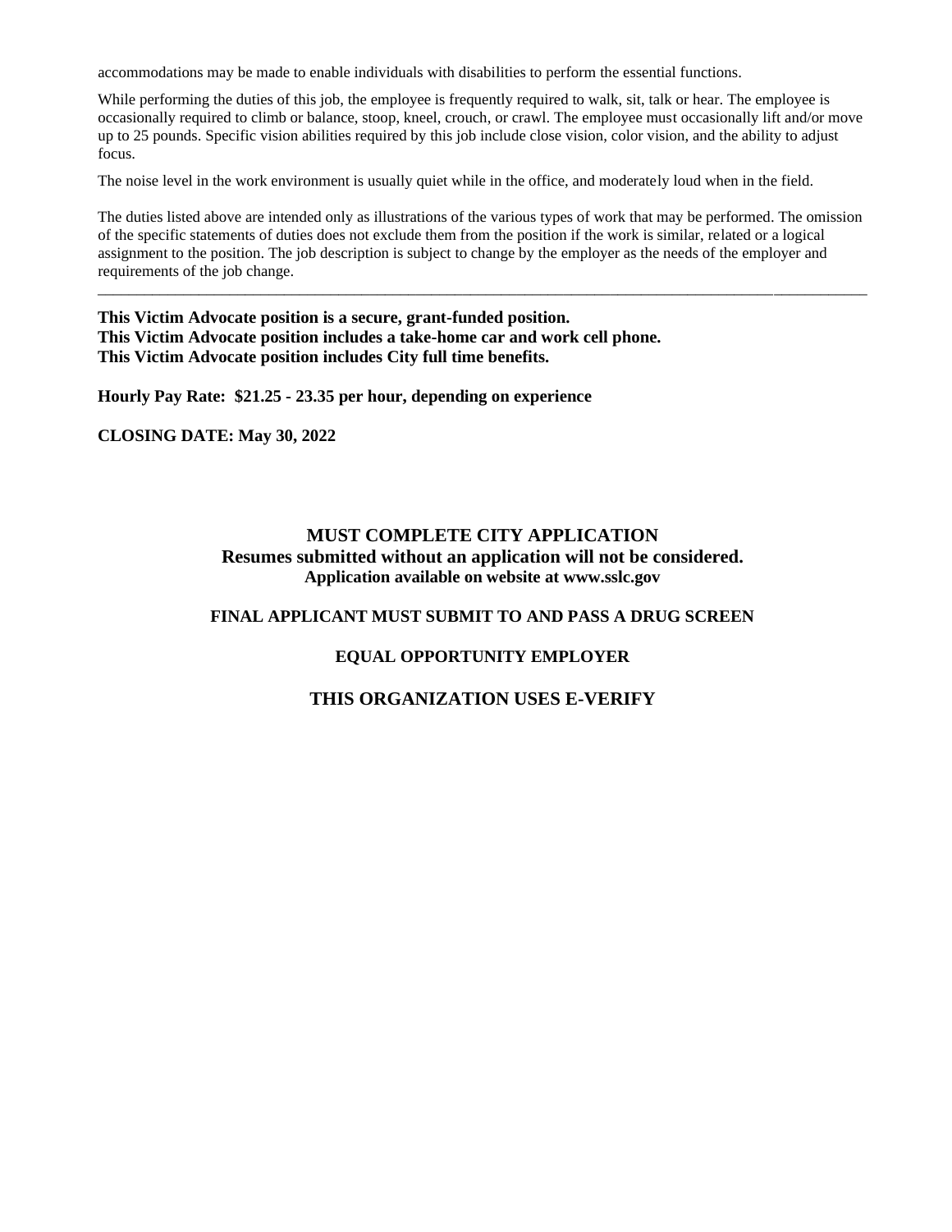accommodations may be made to enable individuals with disabilities to perform the essential functions.

While performing the duties of this job, the employee is frequently required to walk, sit, talk or hear. The employee is occasionally required to climb or balance, stoop, kneel, crouch, or crawl. The employee must occasionally lift and/or move up to 25 pounds. Specific vision abilities required by this job include close vision, color vision, and the ability to adjust focus.

The noise level in the work environment is usually quiet while in the office, and moderately loud when in the field.

The duties listed above are intended only as illustrations of the various types of work that may be performed. The omission of the specific statements of duties does not exclude them from the position if the work is similar, related or a logical assignment to the position. The job description is subject to change by the employer as the needs of the employer and requirements of the job change.

---

**This Victim Advocate position is a secure, grant-funded position.**
**This Victim Advocate position includes a take-home car and work cell phone.**
**This Victim Advocate position includes City full time benefits.**

**Hourly Pay Rate: $21.25 - 23.35 per hour, depending on experience**

**CLOSING DATE: May 30, 2022**

**MUST COMPLETE CITY APPLICATION**
**Resumes submitted without an application will not be considered.**
**Application available on website at www.sslc.gov**

**FINAL APPLICANT MUST SUBMIT TO AND PASS A DRUG SCREEN**

**EQUAL OPPORTUNITY EMPLOYER**

**THIS ORGANIZATION USES E-VERIFY**